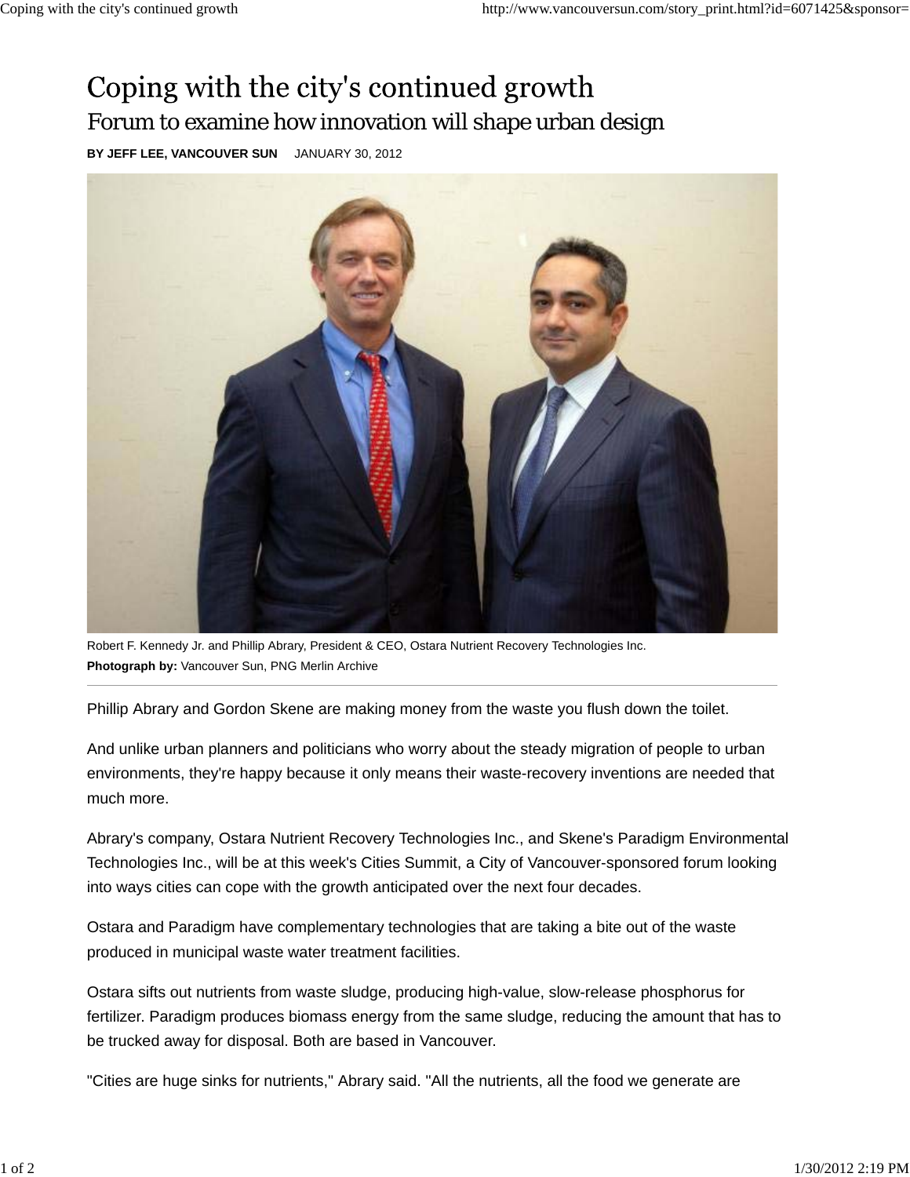# Coping with the city's continued growth

## Forum to examine how innovation will shape urban design

**BY JEFF LEE, VANCOUVER SUN** JANUARY 30, 2012

Robert F. Kennedy Jr. and Phillip Abrary, President & CEO, Ostara Nutrient Recovery Technologies Inc.
**Photograph by:** Vancouver Sun, PNG Merlin Archive

Phillip Abrary and Gordon Skene are making money from the waste you flush down the toilet.

And unlike urban planners and politicians who worry about the steady migration of people to urban environments, they're happy because it only means their waste-recovery inventions are needed that much more.

Abrary's company, Ostara Nutrient Recovery Technologies Inc., and Skene's Paradigm Environmental Technologies Inc., will be at this week's Cities Summit, a City of Vancouver-sponsored forum looking into ways cities can cope with the growth anticipated over the next four decades.

Ostara and Paradigm have complementary technologies that are taking a bite out of the waste produced in municipal waste water treatment facilities.

Ostara sifts out nutrients from waste sludge, producing high-value, slow-release phosphorus for fertilizer. Paradigm produces biomass energy from the same sludge, reducing the amount that has to be trucked away for disposal. Both are based in Vancouver.

"Cities are huge sinks for nutrients," Abrary said. "All the nutrients, all the food we generate are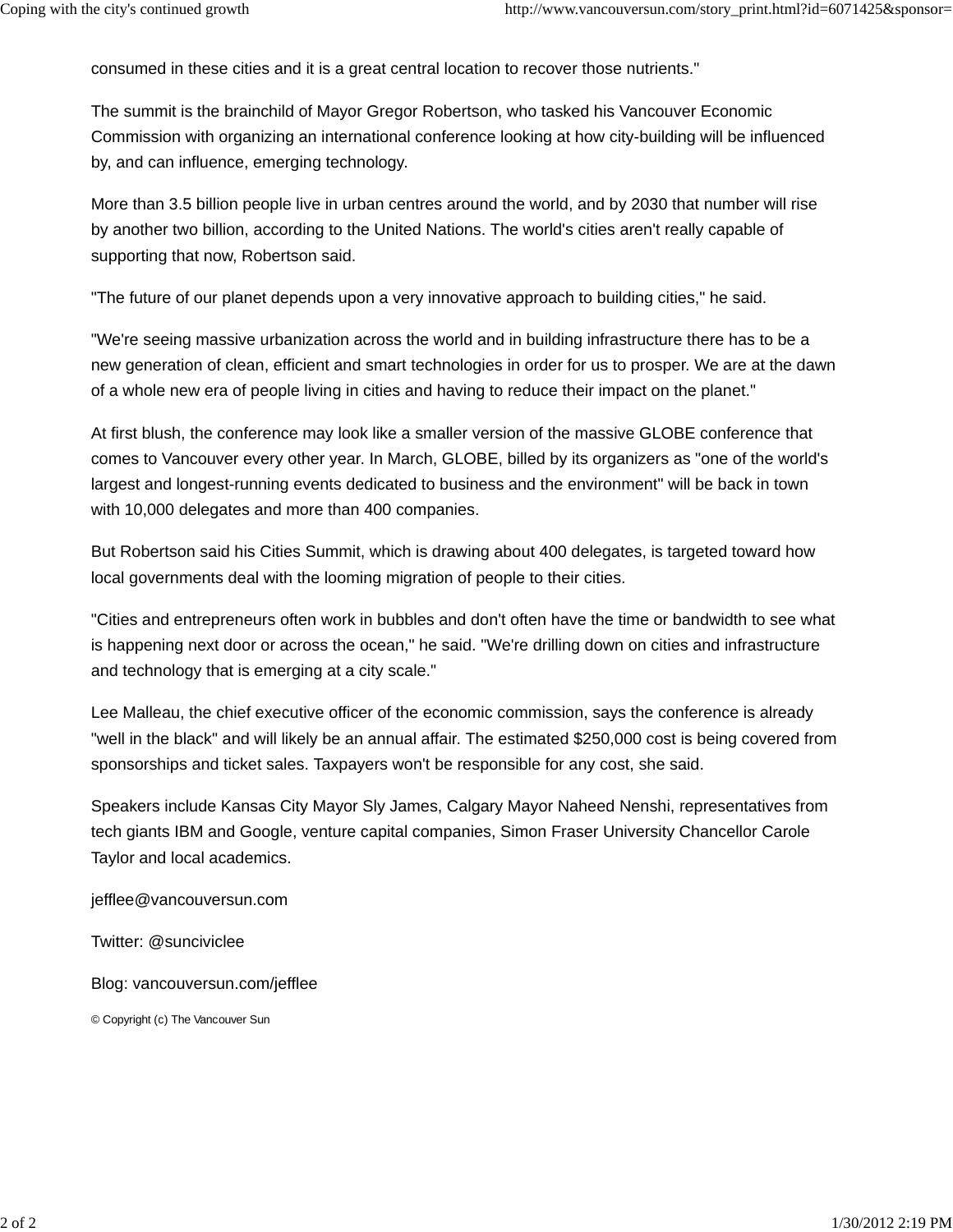consumed in these cities and it is a great central location to recover those nutrients."

The summit is the brainchild of Mayor Gregor Robertson, who tasked his Vancouver Economic Commission with organizing an international conference looking at how city-building will be influenced by, and can influence, emerging technology.

More than 3.5 billion people live in urban centres around the world, and by 2030 that number will rise by another two billion, according to the United Nations. The world's cities aren't really capable of supporting that now, Robertson said.

"The future of our planet depends upon a very innovative approach to building cities," he said.

"We're seeing massive urbanization across the world and in building infrastructure there has to be a new generation of clean, efficient and smart technologies in order for us to prosper. We are at the dawn of a whole new era of people living in cities and having to reduce their impact on the planet."

At first blush, the conference may look like a smaller version of the massive GLOBE conference that comes to Vancouver every other year. In March, GLOBE, billed by its organizers as "one of the world's largest and longest-running events dedicated to business and the environment" will be back in town with 10,000 delegates and more than 400 companies.

But Robertson said his Cities Summit, which is drawing about 400 delegates, is targeted toward how local governments deal with the looming migration of people to their cities.

"Cities and entrepreneurs often work in bubbles and don't often have the time or bandwidth to see what is happening next door or across the ocean," he said. "We're drilling down on cities and infrastructure and technology that is emerging at a city scale."

Lee Malleau, the chief executive officer of the economic commission, says the conference is already "well in the black" and will likely be an annual affair. The estimated $250,000 cost is being covered from sponsorships and ticket sales. Taxpayers won't be responsible for any cost, she said.

Speakers include Kansas City Mayor Sly James, Calgary Mayor Naheed Nenshi, representatives from tech giants IBM and Google, venture capital companies, Simon Fraser University Chancellor Carole Taylor and local academics.

jefflee@vancouversun.com

Twitter: @sunciviclee

Blog: vancouversun.com/jefflee

© Copyright (c) The Vancouver Sun